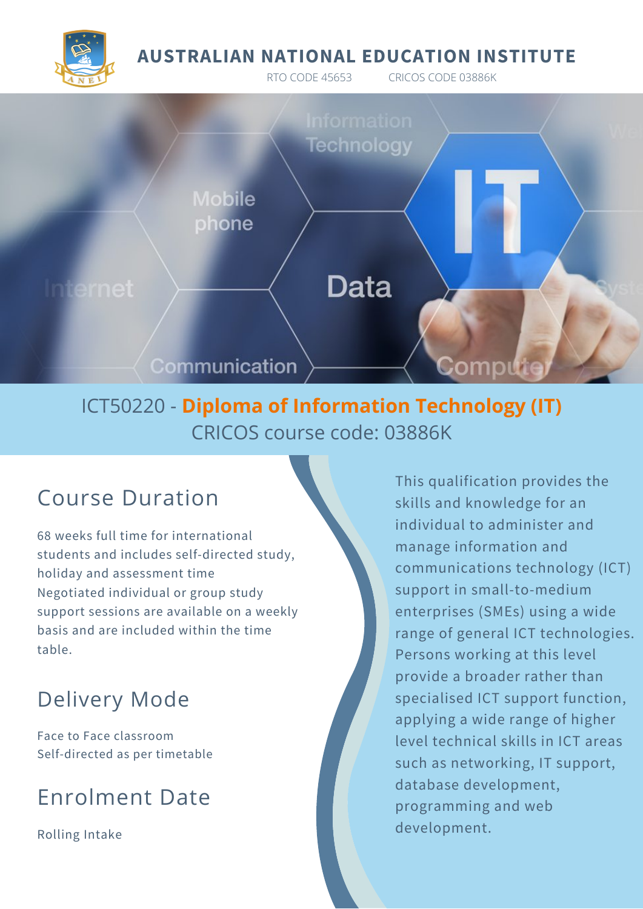# AUSTRALIAN NATIONAL EDUCATION INSTITUTE

RTO CODE 45653 CRICOS CODE 03886K

## ICT50220 - **Diploma of Information Technology (IT)**

CRICOS course code: 03886K

## Course Duration

68 weeks full time for international students and includes self-directed study, holiday and assessment time
Negotiated individual or group study support sessions are available on a weekly basis and are included within the time table.

## Delivery Mode

Face to Face classroom
Self-directed as per timetable

## Enrolment Date

Rolling Intake

This qualification provides the skills and knowledge for an individual to administer and manage information and communications technology (ICT) support in small-to-medium enterprises (SMEs) using a wide range of general ICT technologies. Persons working at this level provide a broader rather than specialised ICT support function, applying a wide range of higher level technical skills in ICT areas such as networking, IT support, database development, programming and web development.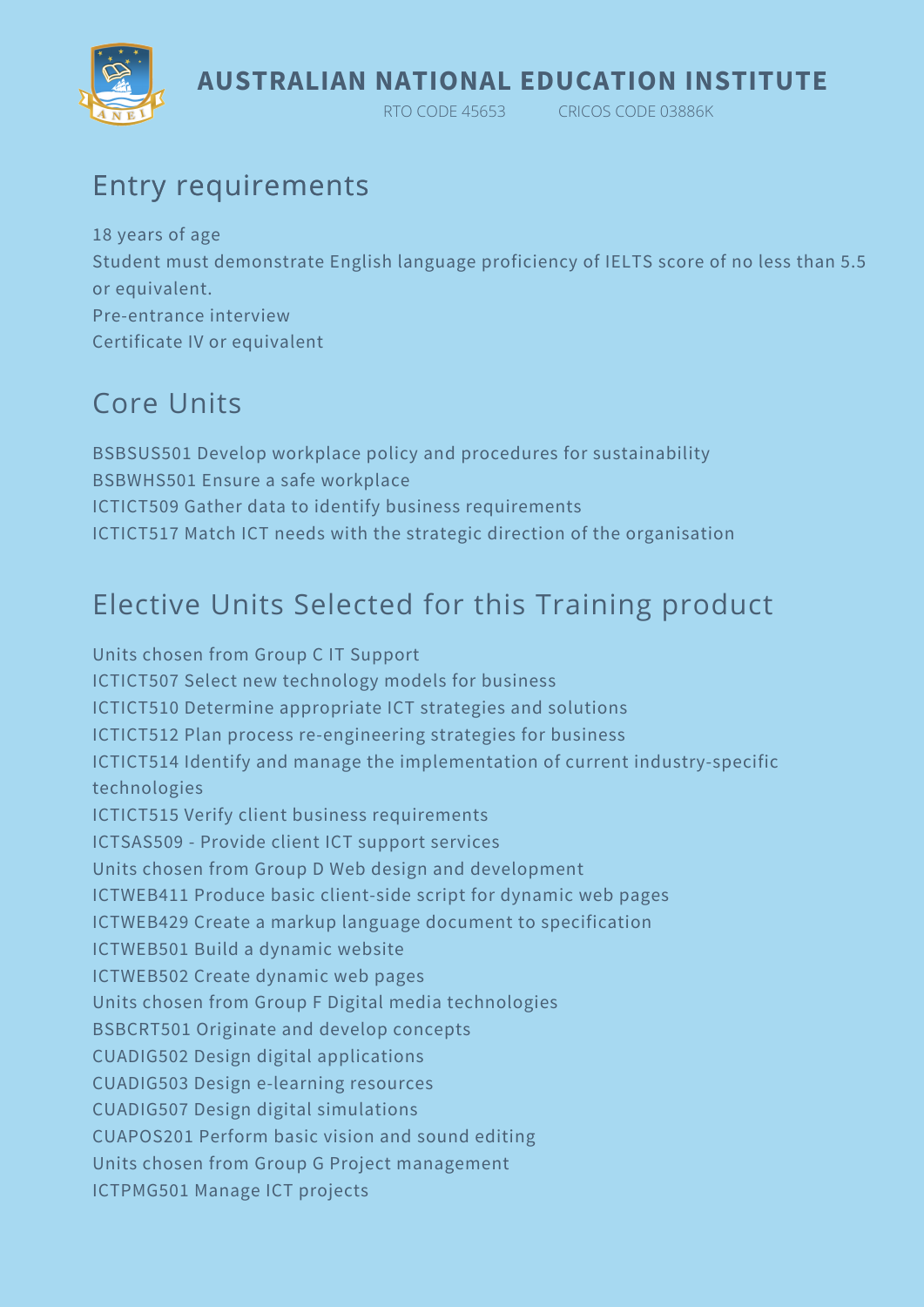# AUSTRALIAN NATIONAL EDUCATION INSTITUTE

RTO CODE 45653 CRICOS CODE 03886K

## Entry requirements

18 years of age

Student must demonstrate English language proficiency of IELTS score of no less than 5.5 or equivalent.

Pre-entrance interview

Certificate IV or equivalent

## Core Units

BSBSUS501 Develop workplace policy and procedures for sustainability

BSBWHS501 Ensure a safe workplace

ICTICT509 Gather data to identify business requirements

ICTICT517 Match ICT needs with the strategic direction of the organisation

## Elective Units Selected for this Training product

Units chosen from Group C IT Support

ICTICT507 Select new technology models for business

ICTICT510 Determine appropriate ICT strategies and solutions

ICTICT512 Plan process re-engineering strategies for business

ICTICT514 Identify and manage the implementation of current industry-specific technologies

ICTICT515 Verify client business requirements

ICTSAS509 - Provide client ICT support services

Units chosen from Group D Web design and development

ICTWEB411 Produce basic client-side script for dynamic web pages

ICTWEB429 Create a markup language document to specification

ICTWEB501 Build a dynamic website

ICTWEB502 Create dynamic web pages

Units chosen from Group F Digital media technologies

BSBCRT501 Originate and develop concepts

CUADIG502 Design digital applications

CUADIG503 Design e-learning resources

CUADIG507 Design digital simulations

CUAPOS201 Perform basic vision and sound editing

Units chosen from Group G Project management

ICTPMG501 Manage ICT projects